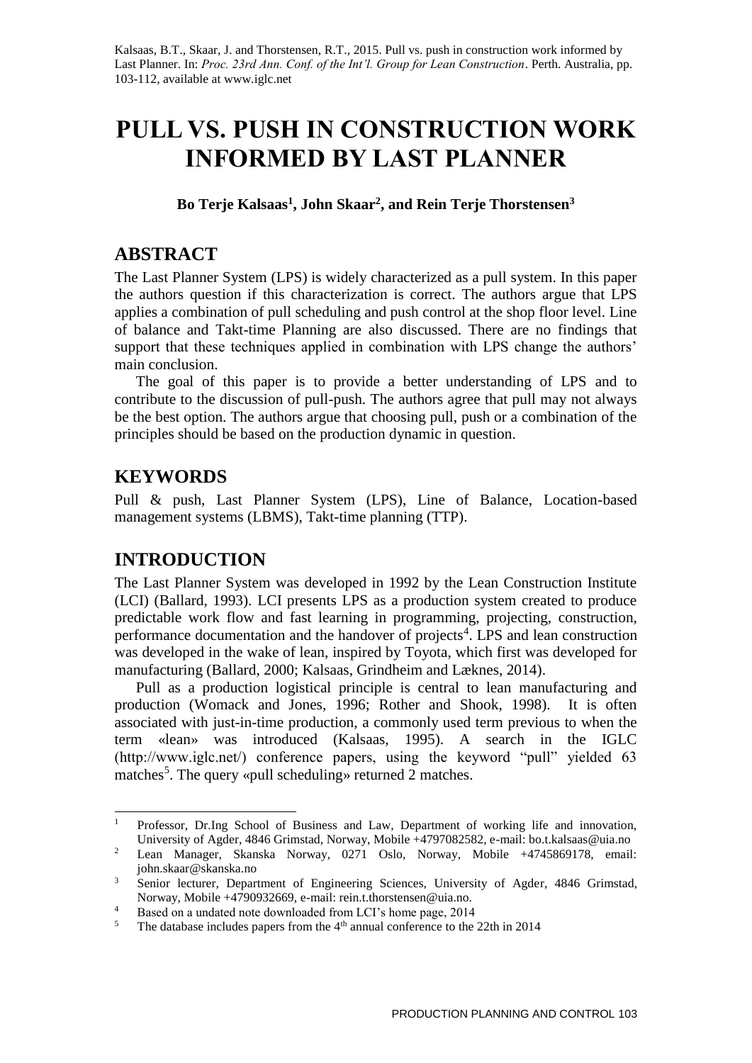Kalsaas, B.T., Skaar, J. and Thorstensen, R.T., 2015. Pull vs. push in construction work informed by Last Planner. In: *Proc. 23rd Ann. Conf. of the Int'l. Group for Lean Construction*. Perth. Australia, pp. 103-112, available at www.iglc.net

# PULL VS. PUSH IN CONSTRUCTION WORK INFORMED BY LAST PLANNER

**Bo Terje Kalsaas[1], John Skaar[2], and Rein Terje Thorstensen[3]**

## ABSTRACT

The Last Planner System (LPS) is widely characterized as a pull system. In this paper the authors question if this characterization is correct. The authors argue that LPS applies a combination of pull scheduling and push control at the shop floor level. Line of balance and Takt-time Planning are also discussed. There are no findings that support that these techniques applied in combination with LPS change the authors' main conclusion.

The goal of this paper is to provide a better understanding of LPS and to contribute to the discussion of pull-push. The authors agree that pull may not always be the best option. The authors argue that choosing pull, push or a combination of the principles should be based on the production dynamic in question.

## KEYWORDS

Pull & push, Last Planner System (LPS), Line of Balance, Location-based management systems (LBMS), Takt-time planning (TTP).

## INTRODUCTION

The Last Planner System was developed in 1992 by the Lean Construction Institute (LCI) (Ballard, 1993). LCI presents LPS as a production system created to produce predictable work flow and fast learning in programming, projecting, construction, performance documentation and the handover of projects[4]. LPS and lean construction was developed in the wake of lean, inspired by Toyota, which first was developed for manufacturing (Ballard, 2000; Kalsaas, Grindheim and Læknes, 2014).

Pull as a production logistical principle is central to lean manufacturing and production (Womack and Jones, 1996; Rother and Shook, 1998). It is often associated with just-in-time production, a commonly used term previous to when the term «lean» was introduced (Kalsaas, 1995). A search in the IGLC (http://www.iglc.net/) conference papers, using the keyword "pull" yielded 63 matches[5]. The query «pull scheduling» returned 2 matches.

---

[1] Professor, Dr.Ing School of Business and Law, Department of working life and innovation, University of Agder, 4846 Grimstad, Norway, Mobile +4797082582, e-mail: bo.t.kalsaas@uia.no

[2] Lean Manager, Skanska Norway, 0271 Oslo, Norway, Mobile +4745869178, email: john.skaar@skanska.no

[3] Senior lecturer, Department of Engineering Sciences, University of Agder, 4846 Grimstad, Norway, Mobile +4790932669, e-mail: rein.t.thorstensen@uia.no.

[4] Based on a undated note downloaded from LCI's home page, 2014

[5] The database includes papers from the 4th annual conference to the 22th in 2014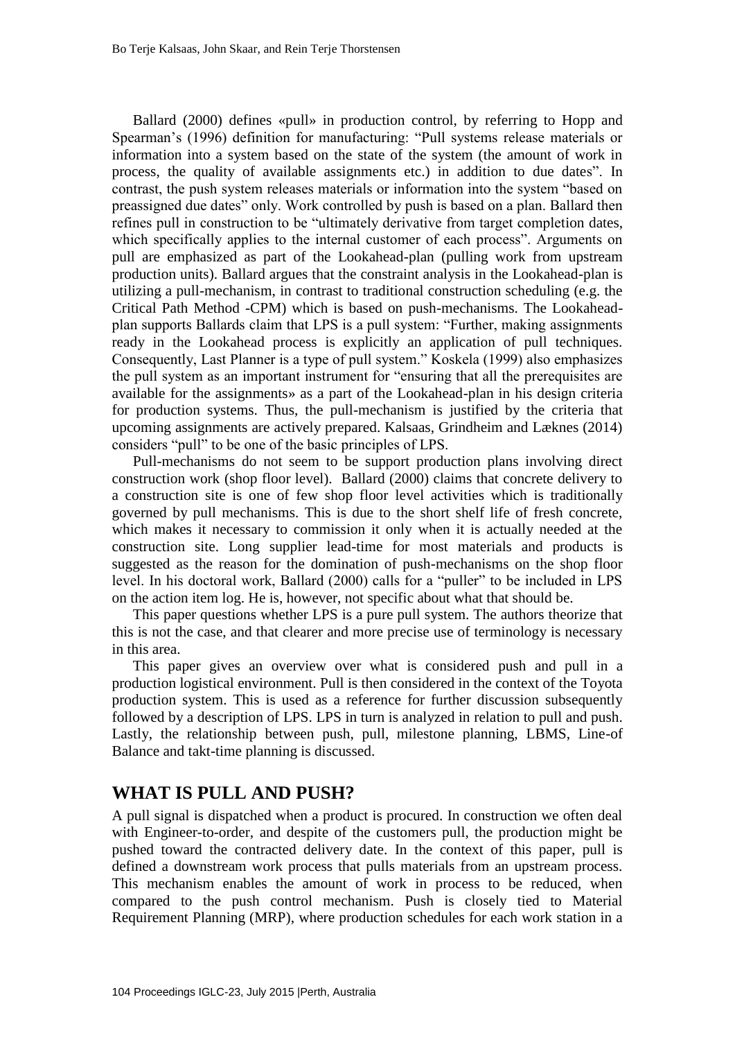Ballard (2000) defines «pull» in production control, by referring to Hopp and Spearman's (1996) definition for manufacturing: "Pull systems release materials or information into a system based on the state of the system (the amount of work in process, the quality of available assignments etc.) in addition to due dates". In contrast, the push system releases materials or information into the system "based on preassigned due dates" only. Work controlled by push is based on a plan. Ballard then refines pull in construction to be "ultimately derivative from target completion dates, which specifically applies to the internal customer of each process". Arguments on pull are emphasized as part of the Lookahead-plan (pulling work from upstream production units). Ballard argues that the constraint analysis in the Lookahead-plan is utilizing a pull-mechanism, in contrast to traditional construction scheduling (e.g. the Critical Path Method -CPM) which is based on push-mechanisms. The Lookahead-plan supports Ballards claim that LPS is a pull system: "Further, making assignments ready in the Lookahead process is explicitly an application of pull techniques. Consequently, Last Planner is a type of pull system." Koskela (1999) also emphasizes the pull system as an important instrument for "ensuring that all the prerequisites are available for the assignments» as a part of the Lookahead-plan in his design criteria for production systems. Thus, the pull-mechanism is justified by the criteria that upcoming assignments are actively prepared. Kalsaas, Grindheim and Læknes (2014) considers "pull" to be one of the basic principles of LPS.

Pull-mechanisms do not seem to be support production plans involving direct construction work (shop floor level). Ballard (2000) claims that concrete delivery to a construction site is one of few shop floor level activities which is traditionally governed by pull mechanisms. This is due to the short shelf life of fresh concrete, which makes it necessary to commission it only when it is actually needed at the construction site. Long supplier lead-time for most materials and products is suggested as the reason for the domination of push-mechanisms on the shop floor level. In his doctoral work, Ballard (2000) calls for a "puller" to be included in LPS on the action item log. He is, however, not specific about what that should be.

This paper questions whether LPS is a pure pull system. The authors theorize that this is not the case, and that clearer and more precise use of terminology is necessary in this area.

This paper gives an overview over what is considered push and pull in a production logistical environment. Pull is then considered in the context of the Toyota production system. This is used as a reference for further discussion subsequently followed by a description of LPS. LPS in turn is analyzed in relation to pull and push. Lastly, the relationship between push, pull, milestone planning, LBMS, Line-of Balance and takt-time planning is discussed.

## WHAT IS PULL AND PUSH?

A pull signal is dispatched when a product is procured. In construction we often deal with Engineer-to-order, and despite of the customers pull, the production might be pushed toward the contracted delivery date. In the context of this paper, pull is defined a downstream work process that pulls materials from an upstream process. This mechanism enables the amount of work in process to be reduced, when compared to the push control mechanism. Push is closely tied to Material Requirement Planning (MRP), where production schedules for each work station in a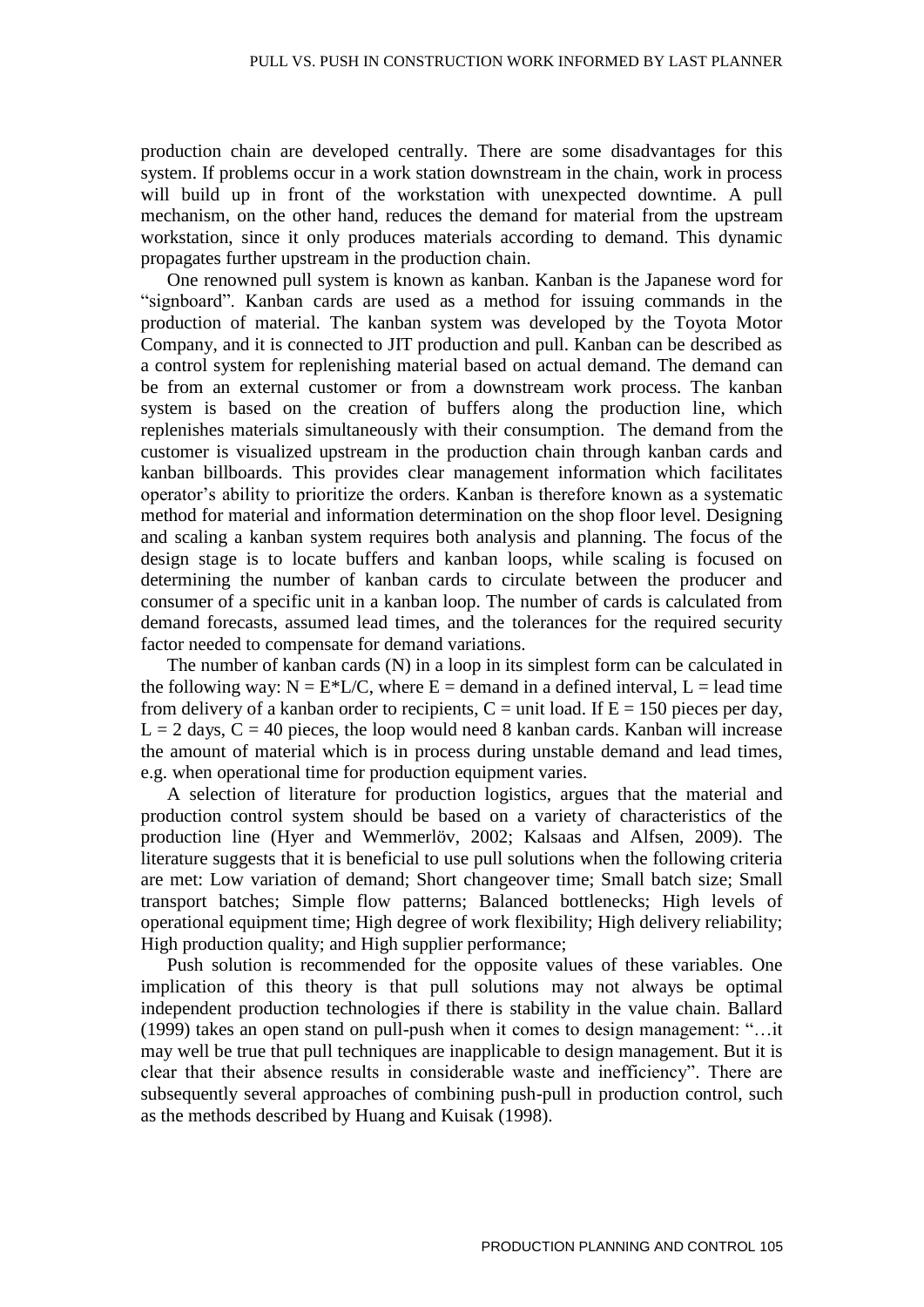production chain are developed centrally. There are some disadvantages for this system. If problems occur in a work station downstream in the chain, work in process will build up in front of the workstation with unexpected downtime. A pull mechanism, on the other hand, reduces the demand for material from the upstream workstation, since it only produces materials according to demand. This dynamic propagates further upstream in the production chain.

One renowned pull system is known as kanban. Kanban is the Japanese word for "signboard". Kanban cards are used as a method for issuing commands in the production of material. The kanban system was developed by the Toyota Motor Company, and it is connected to JIT production and pull. Kanban can be described as a control system for replenishing material based on actual demand. The demand can be from an external customer or from a downstream work process. The kanban system is based on the creation of buffers along the production line, which replenishes materials simultaneously with their consumption. The demand from the customer is visualized upstream in the production chain through kanban cards and kanban billboards. This provides clear management information which facilitates operator's ability to prioritize the orders. Kanban is therefore known as a systematic method for material and information determination on the shop floor level. Designing and scaling a kanban system requires both analysis and planning. The focus of the design stage is to locate buffers and kanban loops, while scaling is focused on determining the number of kanban cards to circulate between the producer and consumer of a specific unit in a kanban loop. The number of cards is calculated from demand forecasts, assumed lead times, and the tolerances for the required security factor needed to compensate for demand variations.

The number of kanban cards (N) in a loop in its simplest form can be calculated in the following way: $N = E*L/C$, where $E$ = demand in a defined interval, $L$ = lead time from delivery of a kanban order to recipients, $C$ = unit load. If $E = 150$ pieces per day, $L = 2$ days, $C = 40$ pieces, the loop would need 8 kanban cards. Kanban will increase the amount of material which is in process during unstable demand and lead times, e.g. when operational time for production equipment varies.

A selection of literature for production logistics, argues that the material and production control system should be based on a variety of characteristics of the production line (Hyer and Wemmerlöv, 2002; Kalsaas and Alfsen, 2009). The literature suggests that it is beneficial to use pull solutions when the following criteria are met: Low variation of demand; Short changeover time; Small batch size; Small transport batches; Simple flow patterns; Balanced bottlenecks; High levels of operational equipment time; High degree of work flexibility; High delivery reliability; High production quality; and High supplier performance;

Push solution is recommended for the opposite values of these variables. One implication of this theory is that pull solutions may not always be optimal independent production technologies if there is stability in the value chain. Ballard (1999) takes an open stand on pull-push when it comes to design management: "…it may well be true that pull techniques are inapplicable to design management. But it is clear that their absence results in considerable waste and inefficiency". There are subsequently several approaches of combining push-pull in production control, such as the methods described by Huang and Kuisak (1998).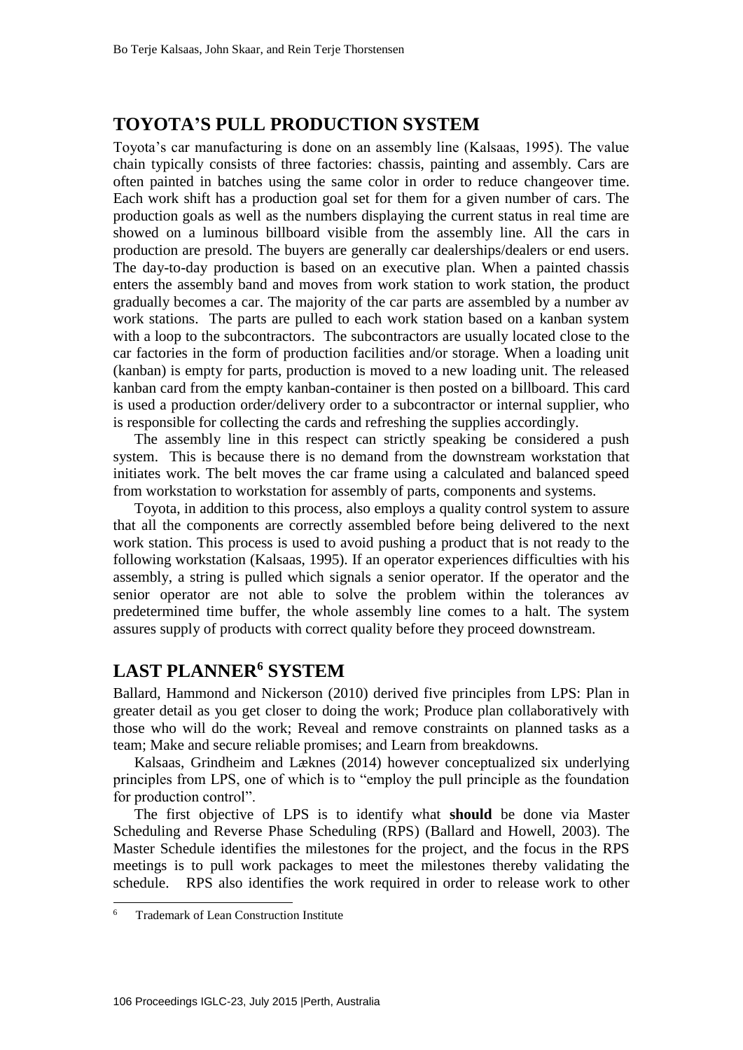## TOYOTA'S PULL PRODUCTION SYSTEM

Toyota's car manufacturing is done on an assembly line (Kalsaas, 1995). The value chain typically consists of three factories: chassis, painting and assembly. Cars are often painted in batches using the same color in order to reduce changeover time. Each work shift has a production goal set for them for a given number of cars. The production goals as well as the numbers displaying the current status in real time are showed on a luminous billboard visible from the assembly line. All the cars in production are presold. The buyers are generally car dealerships/dealers or end users. The day-to-day production is based on an executive plan. When a painted chassis enters the assembly band and moves from work station to work station, the product gradually becomes a car. The majority of the car parts are assembled by a number av work stations. The parts are pulled to each work station based on a kanban system with a loop to the subcontractors. The subcontractors are usually located close to the car factories in the form of production facilities and/or storage. When a loading unit (kanban) is empty for parts, production is moved to a new loading unit. The released kanban card from the empty kanban-container is then posted on a billboard. This card is used a production order/delivery order to a subcontractor or internal supplier, who is responsible for collecting the cards and refreshing the supplies accordingly.

The assembly line in this respect can strictly speaking be considered a push system. This is because there is no demand from the downstream workstation that initiates work. The belt moves the car frame using a calculated and balanced speed from workstation to workstation for assembly of parts, components and systems.

Toyota, in addition to this process, also employs a quality control system to assure that all the components are correctly assembled before being delivered to the next work station. This process is used to avoid pushing a product that is not ready to the following workstation (Kalsaas, 1995). If an operator experiences difficulties with his assembly, a string is pulled which signals a senior operator. If the operator and the senior operator are not able to solve the problem within the tolerances av predetermined time buffer, the whole assembly line comes to a halt. The system assures supply of products with correct quality before they proceed downstream.

## LAST PLANNER[6] SYSTEM

Ballard, Hammond and Nickerson (2010) derived five principles from LPS: Plan in greater detail as you get closer to doing the work; Produce plan collaboratively with those who will do the work; Reveal and remove constraints on planned tasks as a team; Make and secure reliable promises; and Learn from breakdowns.

Kalsaas, Grindheim and Læknes (2014) however conceptualized six underlying principles from LPS, one of which is to "employ the pull principle as the foundation for production control".

The first objective of LPS is to identify what **should** be done via Master Scheduling and Reverse Phase Scheduling (RPS) (Ballard and Howell, 2003). The Master Schedule identifies the milestones for the project, and the focus in the RPS meetings is to pull work packages to meet the milestones thereby validating the schedule. RPS also identifies the work required in order to release work to other

[6] Trademark of Lean Construction Institute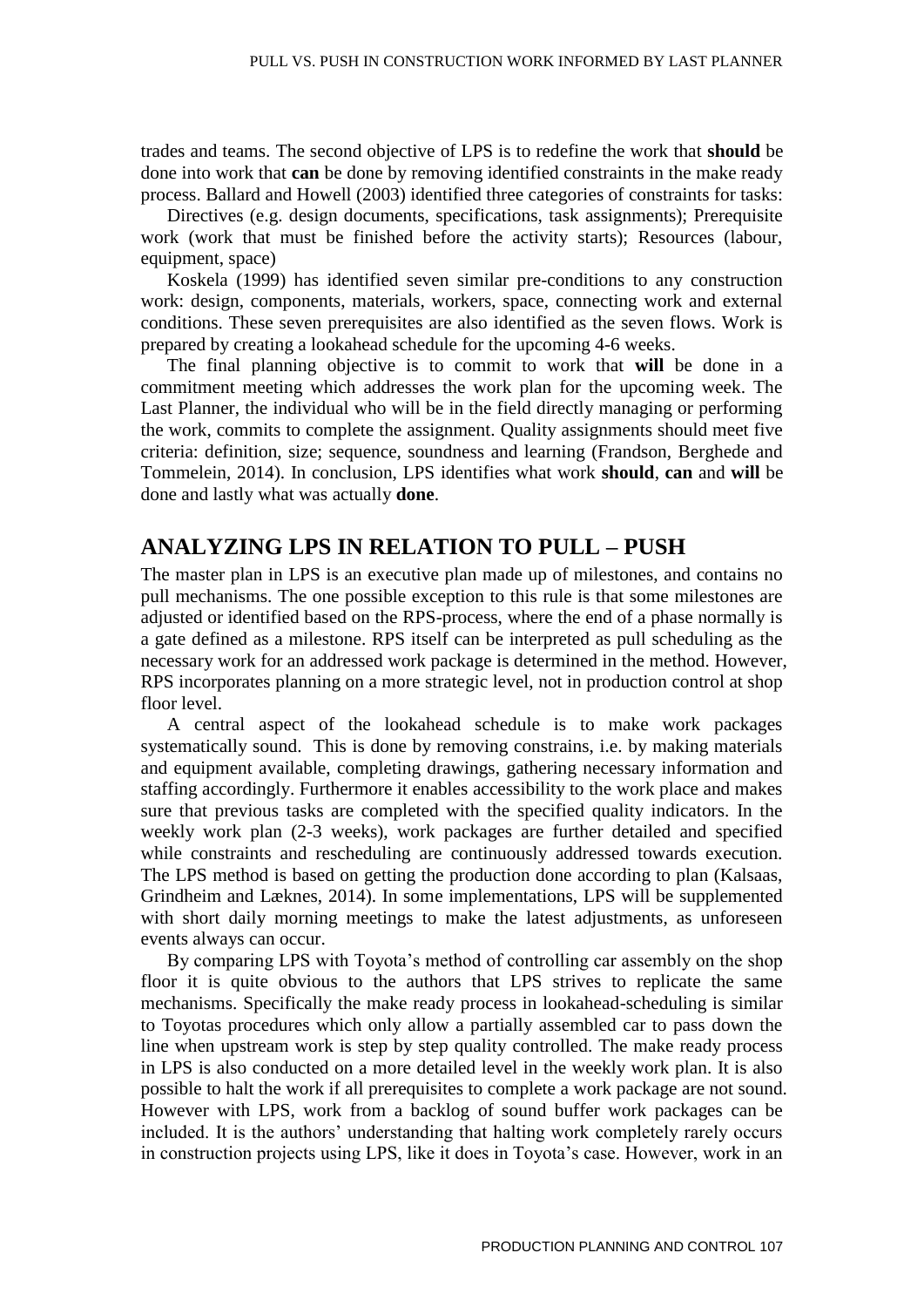trades and teams. The second objective of LPS is to redefine the work that **should** be done into work that **can** be done by removing identified constraints in the make ready process. Ballard and Howell (2003) identified three categories of constraints for tasks:

Directives (e.g. design documents, specifications, task assignments); Prerequisite work (work that must be finished before the activity starts); Resources (labour, equipment, space)

Koskela (1999) has identified seven similar pre-conditions to any construction work: design, components, materials, workers, space, connecting work and external conditions. These seven prerequisites are also identified as the seven flows. Work is prepared by creating a lookahead schedule for the upcoming 4-6 weeks.

The final planning objective is to commit to work that **will** be done in a commitment meeting which addresses the work plan for the upcoming week. The Last Planner, the individual who will be in the field directly managing or performing the work, commits to complete the assignment. Quality assignments should meet five criteria: definition, size; sequence, soundness and learning (Frandson, Berghede and Tommelein, 2014). In conclusion, LPS identifies what work **should**, **can** and **will** be done and lastly what was actually **done**.

## ANALYZING LPS IN RELATION TO PULL – PUSH

The master plan in LPS is an executive plan made up of milestones, and contains no pull mechanisms. The one possible exception to this rule is that some milestones are adjusted or identified based on the RPS-process, where the end of a phase normally is a gate defined as a milestone. RPS itself can be interpreted as pull scheduling as the necessary work for an addressed work package is determined in the method. However, RPS incorporates planning on a more strategic level, not in production control at shop floor level.

A central aspect of the lookahead schedule is to make work packages systematically sound. This is done by removing constrains, i.e. by making materials and equipment available, completing drawings, gathering necessary information and staffing accordingly. Furthermore it enables accessibility to the work place and makes sure that previous tasks are completed with the specified quality indicators. In the weekly work plan (2-3 weeks), work packages are further detailed and specified while constraints and rescheduling are continuously addressed towards execution. The LPS method is based on getting the production done according to plan (Kalsaas, Grindheim and Læknes, 2014). In some implementations, LPS will be supplemented with short daily morning meetings to make the latest adjustments, as unforeseen events always can occur.

By comparing LPS with Toyota's method of controlling car assembly on the shop floor it is quite obvious to the authors that LPS strives to replicate the same mechanisms. Specifically the make ready process in lookahead-scheduling is similar to Toyotas procedures which only allow a partially assembled car to pass down the line when upstream work is step by step quality controlled. The make ready process in LPS is also conducted on a more detailed level in the weekly work plan. It is also possible to halt the work if all prerequisites to complete a work package are not sound. However with LPS, work from a backlog of sound buffer work packages can be included. It is the authors' understanding that halting work completely rarely occurs in construction projects using LPS, like it does in Toyota's case. However, work in an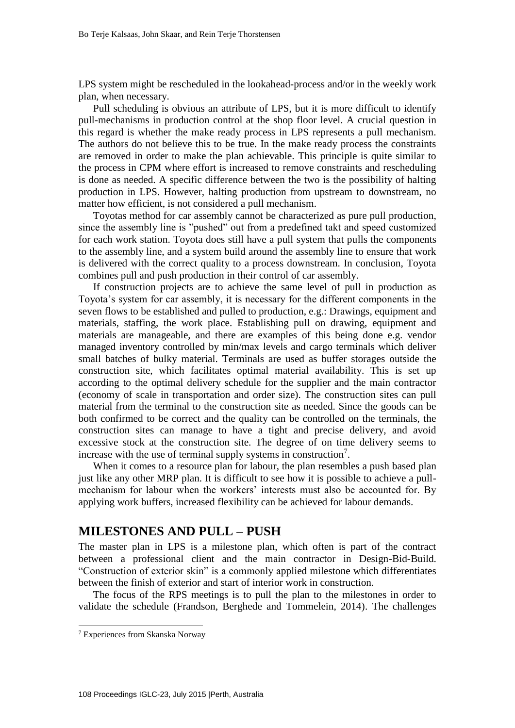LPS system might be rescheduled in the lookahead-process and/or in the weekly work plan, when necessary.

Pull scheduling is obvious an attribute of LPS, but it is more difficult to identify pull-mechanisms in production control at the shop floor level. A crucial question in this regard is whether the make ready process in LPS represents a pull mechanism. The authors do not believe this to be true. In the make ready process the constraints are removed in order to make the plan achievable. This principle is quite similar to the process in CPM where effort is increased to remove constraints and rescheduling is done as needed. A specific difference between the two is the possibility of halting production in LPS. However, halting production from upstream to downstream, no matter how efficient, is not considered a pull mechanism.

Toyotas method for car assembly cannot be characterized as pure pull production, since the assembly line is "pushed" out from a predefined takt and speed customized for each work station. Toyota does still have a pull system that pulls the components to the assembly line, and a system build around the assembly line to ensure that work is delivered with the correct quality to a process downstream. In conclusion, Toyota combines pull and push production in their control of car assembly.

If construction projects are to achieve the same level of pull in production as Toyota's system for car assembly, it is necessary for the different components in the seven flows to be established and pulled to production, e.g.: Drawings, equipment and materials, staffing, the work place. Establishing pull on drawing, equipment and materials are manageable, and there are examples of this being done e.g. vendor managed inventory controlled by min/max levels and cargo terminals which deliver small batches of bulky material. Terminals are used as buffer storages outside the construction site, which facilitates optimal material availability. This is set up according to the optimal delivery schedule for the supplier and the main contractor (economy of scale in transportation and order size). The construction sites can pull material from the terminal to the construction site as needed. Since the goods can be both confirmed to be correct and the quality can be controlled on the terminals, the construction sites can manage to have a tight and precise delivery, and avoid excessive stock at the construction site. The degree of on time delivery seems to increase with the use of terminal supply systems in construction[7].

When it comes to a resource plan for labour, the plan resembles a push based plan just like any other MRP plan. It is difficult to see how it is possible to achieve a pull-mechanism for labour when the workers' interests must also be accounted for. By applying work buffers, increased flexibility can be achieved for labour demands.

## MILESTONES AND PULL – PUSH

The master plan in LPS is a milestone plan, which often is part of the contract between a professional client and the main contractor in Design-Bid-Build. "Construction of exterior skin" is a commonly applied milestone which differentiates between the finish of exterior and start of interior work in construction.

The focus of the RPS meetings is to pull the plan to the milestones in order to validate the schedule (Frandson, Berghede and Tommelein, 2014). The challenges

[7] Experiences from Skanska Norway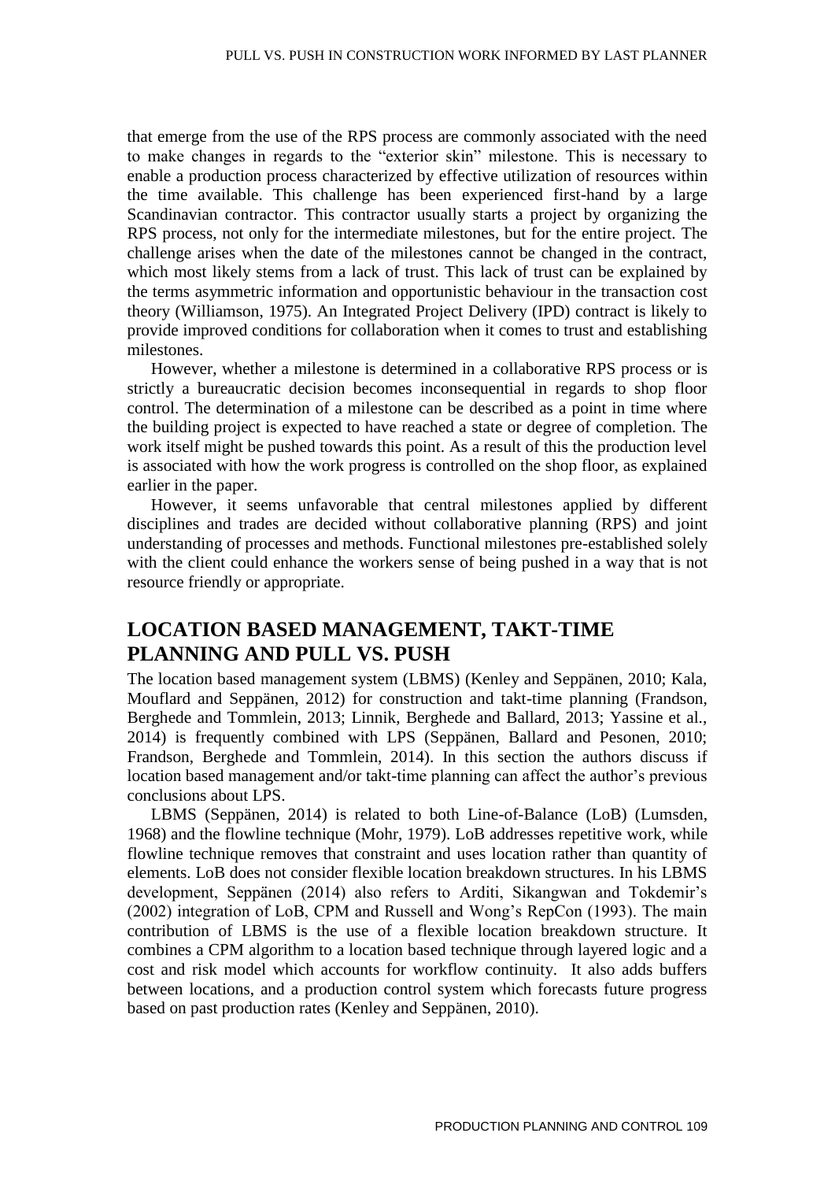that emerge from the use of the RPS process are commonly associated with the need to make changes in regards to the "exterior skin" milestone. This is necessary to enable a production process characterized by effective utilization of resources within the time available. This challenge has been experienced first-hand by a large Scandinavian contractor. This contractor usually starts a project by organizing the RPS process, not only for the intermediate milestones, but for the entire project. The challenge arises when the date of the milestones cannot be changed in the contract, which most likely stems from a lack of trust. This lack of trust can be explained by the terms asymmetric information and opportunistic behaviour in the transaction cost theory (Williamson, 1975). An Integrated Project Delivery (IPD) contract is likely to provide improved conditions for collaboration when it comes to trust and establishing milestones.

However, whether a milestone is determined in a collaborative RPS process or is strictly a bureaucratic decision becomes inconsequential in regards to shop floor control. The determination of a milestone can be described as a point in time where the building project is expected to have reached a state or degree of completion. The work itself might be pushed towards this point. As a result of this the production level is associated with how the work progress is controlled on the shop floor, as explained earlier in the paper.

However, it seems unfavorable that central milestones applied by different disciplines and trades are decided without collaborative planning (RPS) and joint understanding of processes and methods. Functional milestones pre-established solely with the client could enhance the workers sense of being pushed in a way that is not resource friendly or appropriate.

## LOCATION BASED MANAGEMENT, TAKT-TIME PLANNING AND PULL VS. PUSH

The location based management system (LBMS) (Kenley and Seppänen, 2010; Kala, Mouflard and Seppänen, 2012) for construction and takt-time planning (Frandson, Berghede and Tommlein, 2013; Linnik, Berghede and Ballard, 2013; Yassine et al., 2014) is frequently combined with LPS (Seppänen, Ballard and Pesonen, 2010; Frandson, Berghede and Tommlein, 2014). In this section the authors discuss if location based management and/or takt-time planning can affect the author's previous conclusions about LPS.

LBMS (Seppänen, 2014) is related to both Line-of-Balance (LoB) (Lumsden, 1968) and the flowline technique (Mohr, 1979). LoB addresses repetitive work, while flowline technique removes that constraint and uses location rather than quantity of elements. LoB does not consider flexible location breakdown structures. In his LBMS development, Seppänen (2014) also refers to Arditi, Sikangwan and Tokdemir's (2002) integration of LoB, CPM and Russell and Wong's RepCon (1993). The main contribution of LBMS is the use of a flexible location breakdown structure. It combines a CPM algorithm to a location based technique through layered logic and a cost and risk model which accounts for workflow continuity. It also adds buffers between locations, and a production control system which forecasts future progress based on past production rates (Kenley and Seppänen, 2010).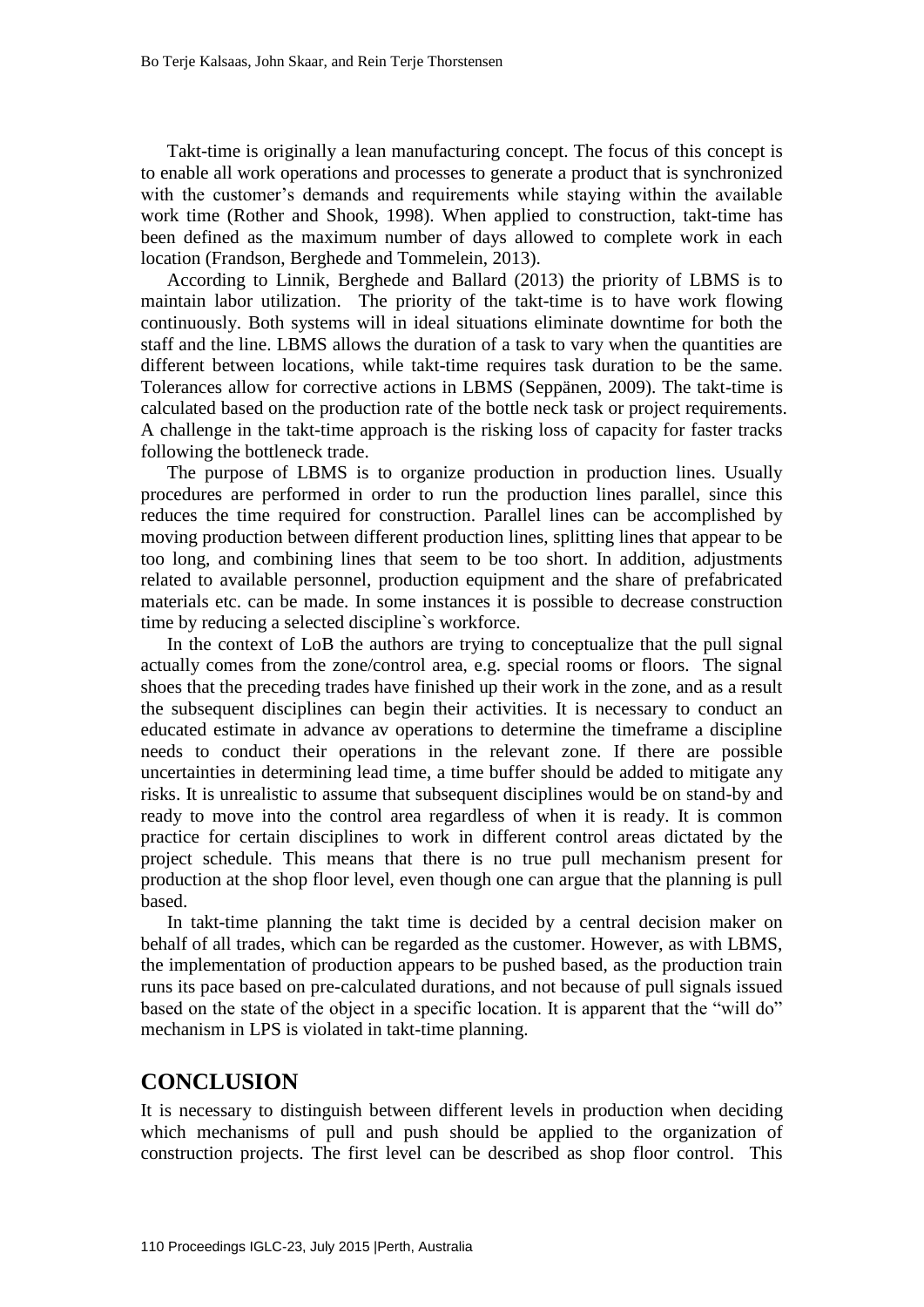Takt-time is originally a lean manufacturing concept. The focus of this concept is to enable all work operations and processes to generate a product that is synchronized with the customer's demands and requirements while staying within the available work time (Rother and Shook, 1998). When applied to construction, takt-time has been defined as the maximum number of days allowed to complete work in each location (Frandson, Berghede and Tommelein, 2013).

According to Linnik, Berghede and Ballard (2013) the priority of LBMS is to maintain labor utilization. The priority of the takt-time is to have work flowing continuously. Both systems will in ideal situations eliminate downtime for both the staff and the line. LBMS allows the duration of a task to vary when the quantities are different between locations, while takt-time requires task duration to be the same. Tolerances allow for corrective actions in LBMS (Seppänen, 2009). The takt-time is calculated based on the production rate of the bottle neck task or project requirements. A challenge in the takt-time approach is the risking loss of capacity for faster tracks following the bottleneck trade.

The purpose of LBMS is to organize production in production lines. Usually procedures are performed in order to run the production lines parallel, since this reduces the time required for construction. Parallel lines can be accomplished by moving production between different production lines, splitting lines that appear to be too long, and combining lines that seem to be too short. In addition, adjustments related to available personnel, production equipment and the share of prefabricated materials etc. can be made. In some instances it is possible to decrease construction time by reducing a selected discipline`s workforce.

In the context of LoB the authors are trying to conceptualize that the pull signal actually comes from the zone/control area, e.g. special rooms or floors. The signal shoes that the preceding trades have finished up their work in the zone, and as a result the subsequent disciplines can begin their activities. It is necessary to conduct an educated estimate in advance av operations to determine the timeframe a discipline needs to conduct their operations in the relevant zone. If there are possible uncertainties in determining lead time, a time buffer should be added to mitigate any risks. It is unrealistic to assume that subsequent disciplines would be on stand-by and ready to move into the control area regardless of when it is ready. It is common practice for certain disciplines to work in different control areas dictated by the project schedule. This means that there is no true pull mechanism present for production at the shop floor level, even though one can argue that the planning is pull based.

In takt-time planning the takt time is decided by a central decision maker on behalf of all trades, which can be regarded as the customer. However, as with LBMS, the implementation of production appears to be pushed based, as the production train runs its pace based on pre-calculated durations, and not because of pull signals issued based on the state of the object in a specific location. It is apparent that the "will do" mechanism in LPS is violated in takt-time planning.

## CONCLUSION

It is necessary to distinguish between different levels in production when deciding which mechanisms of pull and push should be applied to the organization of construction projects. The first level can be described as shop floor control. This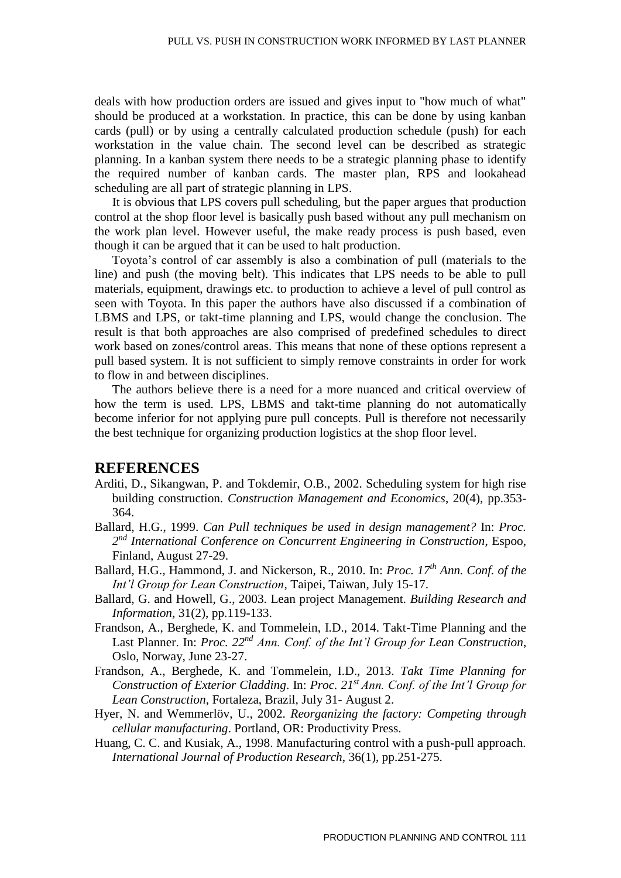deals with how production orders are issued and gives input to "how much of what" should be produced at a workstation. In practice, this can be done by using kanban cards (pull) or by using a centrally calculated production schedule (push) for each workstation in the value chain. The second level can be described as strategic planning. In a kanban system there needs to be a strategic planning phase to identify the required number of kanban cards. The master plan, RPS and lookahead scheduling are all part of strategic planning in LPS.

It is obvious that LPS covers pull scheduling, but the paper argues that production control at the shop floor level is basically push based without any pull mechanism on the work plan level. However useful, the make ready process is push based, even though it can be argued that it can be used to halt production.

Toyota's control of car assembly is also a combination of pull (materials to the line) and push (the moving belt). This indicates that LPS needs to be able to pull materials, equipment, drawings etc. to production to achieve a level of pull control as seen with Toyota. In this paper the authors have also discussed if a combination of LBMS and LPS, or takt-time planning and LPS, would change the conclusion. The result is that both approaches are also comprised of predefined schedules to direct work based on zones/control areas. This means that none of these options represent a pull based system. It is not sufficient to simply remove constraints in order for work to flow in and between disciplines.

The authors believe there is a need for a more nuanced and critical overview of how the term is used. LPS, LBMS and takt-time planning do not automatically become inferior for not applying pure pull concepts. Pull is therefore not necessarily the best technique for organizing production logistics at the shop floor level.

## REFERENCES

Arditi, D., Sikangwan, P. and Tokdemir, O.B., 2002. Scheduling system for high rise building construction. *Construction Management and Economics*, 20(4), pp.353-364.

Ballard, H.G., 1999. *Can Pull techniques be used in design management?* In: *Proc. 2nd International Conference on Concurrent Engineering in Construction*, Espoo, Finland, August 27-29.

Ballard, H.G., Hammond, J. and Nickerson, R., 2010. In: *Proc. 17th Ann. Conf. of the Int'l Group for Lean Construction*, Taipei, Taiwan, July 15-17.

Ballard, G. and Howell, G., 2003. Lean project Management. *Building Research and Information*, 31(2), pp.119-133.

Frandson, A., Berghede, K. and Tommelein, I.D., 2014. Takt-Time Planning and the Last Planner. In: *Proc. 22nd Ann. Conf. of the Int'l Group for Lean Construction*, Oslo, Norway, June 23-27.

Frandson, A., Berghede, K. and Tommelein, I.D., 2013. *Takt Time Planning for Construction of Exterior Cladding*. In: *Proc. 21st Ann. Conf. of the Int'l Group for Lean Construction*, Fortaleza, Brazil, July 31- August 2.

Hyer, N. and Wemmerlöv, U., 2002. *Reorganizing the factory: Competing through cellular manufacturing*. Portland, OR: Productivity Press.

Huang, C. C. and Kusiak, A., 1998. Manufacturing control with a push-pull approach. *International Journal of Production Research*, 36(1), pp.251-275.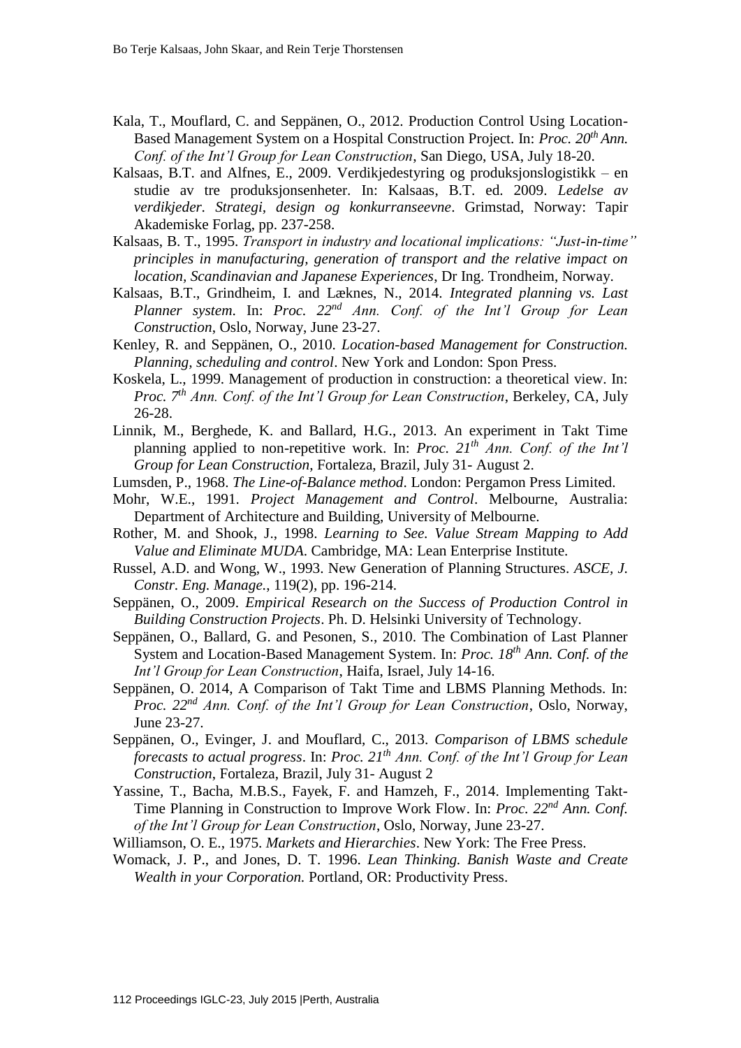Kala, T., Mouflard, C. and Seppänen, O., 2012. Production Control Using Location-Based Management System on a Hospital Construction Project. In: *Proc. 20th Ann. Conf. of the Int'l Group for Lean Construction*, San Diego, USA, July 18-20.

Kalsaas, B.T. and Alfnes, E., 2009. Verdikjedestyring og produksjonslogistikk – en studie av tre produksjonsenheter. In: Kalsaas, B.T. ed. 2009. *Ledelse av verdikjeder. Strategi, design og konkurranseevne*. Grimstad, Norway: Tapir Akademiske Forlag, pp. 237-258.

Kalsaas, B. T., 1995. *Transport in industry and locational implications: "Just-in-time" principles in manufacturing, generation of transport and the relative impact on location, Scandinavian and Japanese Experiences*, Dr Ing. Trondheim, Norway.

Kalsaas, B.T., Grindheim, I. and Læknes, N., 2014. *Integrated planning vs. Last Planner system*. In: *Proc. 22nd Ann. Conf. of the Int'l Group for Lean Construction*, Oslo, Norway, June 23-27.

Kenley, R. and Seppänen, O., 2010. *Location-based Management for Construction. Planning, scheduling and control*. New York and London: Spon Press.

Koskela, L., 1999. Management of production in construction: a theoretical view. In: *Proc. 7th Ann. Conf. of the Int'l Group for Lean Construction*, Berkeley, CA, July 26-28.

Linnik, M., Berghede, K. and Ballard, H.G., 2013. An experiment in Takt Time planning applied to non-repetitive work. In: *Proc. 21th Ann. Conf. of the Int'l Group for Lean Construction*, Fortaleza, Brazil, July 31- August 2.

Lumsden, P., 1968. *The Line-of-Balance method*. London: Pergamon Press Limited.

Mohr, W.E., 1991. *Project Management and Control*. Melbourne, Australia: Department of Architecture and Building, University of Melbourne.

Rother, M. and Shook, J., 1998. *Learning to See. Value Stream Mapping to Add Value and Eliminate MUDA*. Cambridge, MA: Lean Enterprise Institute.

Russel, A.D. and Wong, W., 1993. New Generation of Planning Structures. *ASCE, J. Constr. Eng. Manage.*, 119(2), pp. 196-214.

Seppänen, O., 2009. *Empirical Research on the Success of Production Control in Building Construction Projects*. Ph. D. Helsinki University of Technology.

Seppänen, O., Ballard, G. and Pesonen, S., 2010. The Combination of Last Planner System and Location-Based Management System. In: *Proc. 18th Ann. Conf. of the Int'l Group for Lean Construction*, Haifa, Israel, July 14-16.

Seppänen, O. 2014, A Comparison of Takt Time and LBMS Planning Methods. In: *Proc. 22nd Ann. Conf. of the Int'l Group for Lean Construction*, Oslo, Norway, June 23-27.

Seppänen, O., Evinger, J. and Mouflard, C., 2013. *Comparison of LBMS schedule forecasts to actual progress*. In: *Proc. 21th Ann. Conf. of the Int'l Group for Lean Construction*, Fortaleza, Brazil, July 31- August 2

Yassine, T., Bacha, M.B.S., Fayek, F. and Hamzeh, F., 2014. Implementing Takt-Time Planning in Construction to Improve Work Flow. In: *Proc. 22nd Ann. Conf. of the Int'l Group for Lean Construction*, Oslo, Norway, June 23-27.

Williamson, O. E., 1975. *Markets and Hierarchies*. New York: The Free Press.

Womack, J. P., and Jones, D. T. 1996. *Lean Thinking. Banish Waste and Create Wealth in your Corporation.* Portland, OR: Productivity Press.